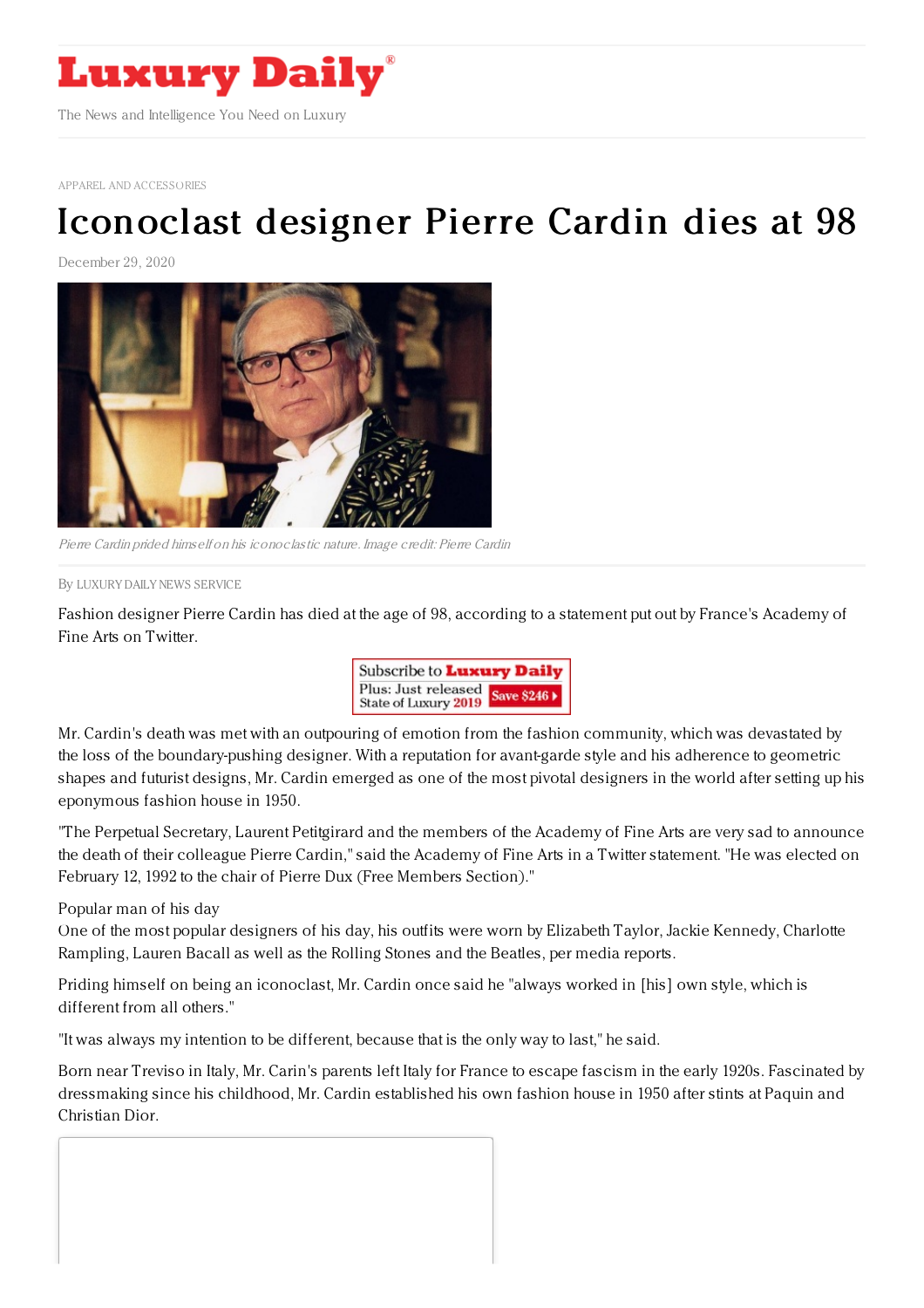# Luxury Daily

The News and Intelligence You Need on Luxury

APPAREL AND ACCESSORIES

# Iconoclast designer Pierre Cardin dies at 98

December 29, 2020

*Pierre Cardin prided himself on his iconoclastic nature. Image credit: Pierre Cardin*

By LUXURY DAILY NEWS SERVICE

Fashion designer Pierre Cardin has died at the age of 98, according to a statement put out by France's Academy of Fine Arts on Twitter.

Mr. Cardin's death was met with an outpouring of emotion from the fashion community, which was devastated by the loss of the boundary-pushing designer. With a reputation for avant-garde style and his adherence to geometric shapes and futurist designs, Mr. Cardin emerged as one of the most pivotal designers in the world after setting up his eponymous fashion house in 1950.

"The Perpetual Secretary, Laurent Petitgirard and the members of the Academy of Fine Arts are very sad to announce the death of their colleague Pierre Cardin," said the Academy of Fine Arts in a Twitter statement. "He was elected on February 12, 1992 to the chair of Pierre Dux (Free Members Section)."

Popular man of his day

One of the most popular designers of his day, his outfits were worn by Elizabeth Taylor, Jackie Kennedy, Charlotte Rampling, Lauren Bacall as well as the Rolling Stones and the Beatles, per media reports.

Priding himself on being an iconoclast, Mr. Cardin once said he "always worked in [his] own style, which is different from all others."

"It was always my intention to be different, because that is the only way to last," he said.

Born near Treviso in Italy, Mr. Carin's parents left Italy for France to escape fascism in the early 1920s. Fascinated by dressmaking since his childhood, Mr. Cardin established his own fashion house in 1950 after stints at Paquin and Christian Dior.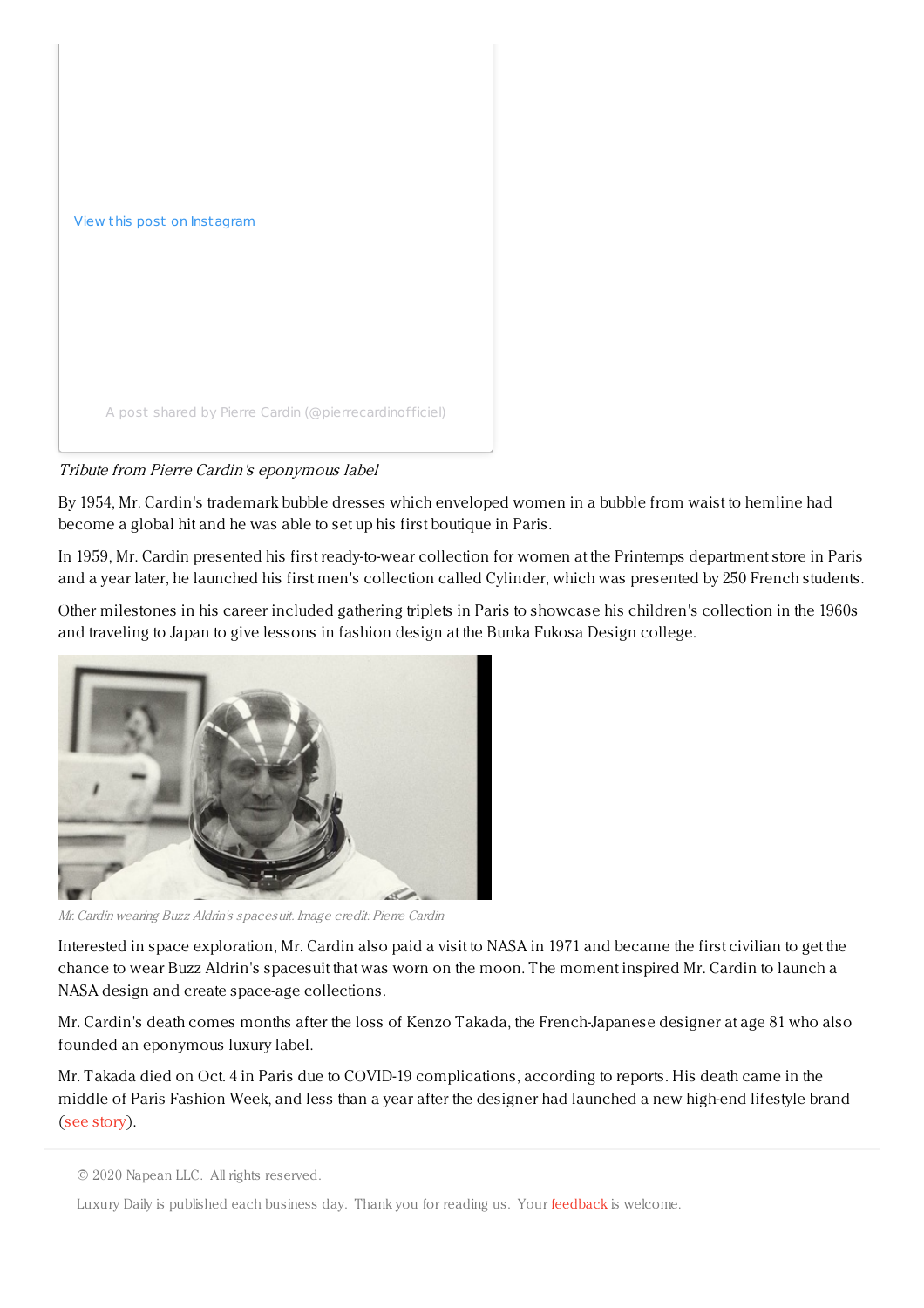View this post on Instagram

A post shared by Pierre Cardin (@pierrecardinofficiel)

*Tribute from Pierre Cardin's eponymous label*

By 1954, Mr. Cardin's trademark bubble dresses which enveloped women in a bubble from waist to hemline had become a global hit and he was able to set up his first boutique in Paris.

In 1959, Mr. Cardin presented his first ready-to-wear collection for women at the Printemps department store in Paris and a year later, he launched his first men's collection called Cylinder, which was presented by 250 French students.

Other milestones in his career included gathering triplets in Paris to showcase his children's collection in the 1960s and traveling to Japan to give lessons in fashion design at the Bunka Fukosa Design college.

*Mr. Cardin wearing Buzz Aldrin's spacesuit. Image credit: Pierre Cardin*

Interested in space exploration, Mr. Cardin also paid a visit to NASA in 1971 and became the first civilian to get the chance to wear Buzz Aldrin's spacesuit that was worn on the moon. The moment inspired Mr. Cardin to launch a NASA design and create space-age collections.

Mr. Cardin's death comes months after the loss of Kenzo Takada, the French-Japanese designer at age 81 who also founded an eponymous luxury label.

Mr. Takada died on Oct. 4 in Paris due to COVID-19 complications, according to reports. His death came in the middle of Paris Fashion Week, and less than a year after the designer had launched a new high-end lifestyle brand (see story).

© 2020 Napean LLC. All rights reserved.

Luxury Daily is published each business day. Thank you for reading us. Your feedback is welcome.